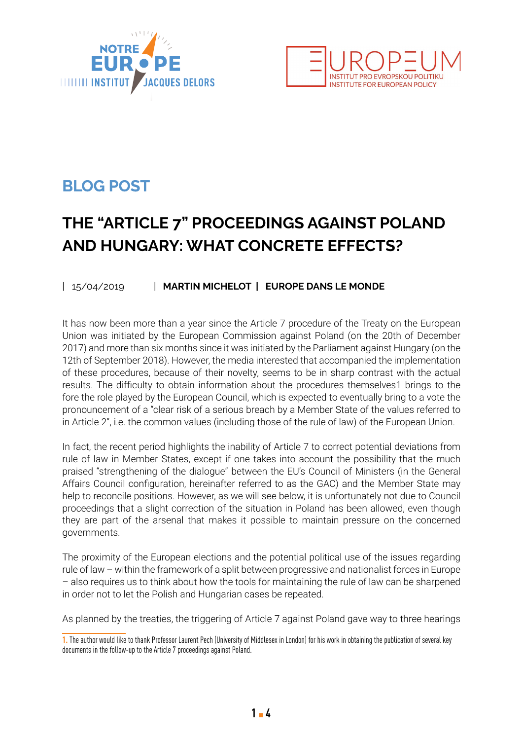BLOG POST

# THE "ARTICLE 7" PROCEEDINGS AGAINST POLAND AND HUNGARY: WHAT CONCRETE EFFECTS?

| 15/04/2019 | **MARTIN MICHELOT** | **EUROPE DANS LE MONDE**

It has now been more than a year since the Article 7 procedure of the Treaty on the European Union was initiated by the European Commission against Poland (on the 20th of December 2017) and more than six months since it was initiated by the Parliament against Hungary (on the 12th of September 2018). However, the media interested that accompanied the implementation of these procedures, because of their novelty, seems to be in sharp contrast with the actual results. The difficulty to obtain information about the procedures themselves[1] brings to the fore the role played by the European Council, which is expected to eventually bring to a vote the pronouncement of a "clear risk of a serious breach by a Member State of the values referred to in Article 2", i.e. the common values (including those of the rule of law) of the European Union.

In fact, the recent period highlights the inability of Article 7 to correct potential deviations from rule of law in Member States, except if one takes into account the possibility that the much praised "strengthening of the dialogue" between the EU's Council of Ministers (in the General Affairs Council configuration, hereinafter referred to as the GAC) and the Member State may help to reconcile positions. However, as we will see below, it is unfortunately not due to Council proceedings that a slight correction of the situation in Poland has been allowed, even though they are part of the arsenal that makes it possible to maintain pressure on the concerned governments.

The proximity of the European elections and the potential political use of the issues regarding rule of law – within the framework of a split between progressive and nationalist forces in Europe – also requires us to think about how the tools for maintaining the rule of law can be sharpened in order not to let the Polish and Hungarian cases be repeated.

As planned by the treaties, the triggering of Article 7 against Poland gave way to three hearings

[1] The author would like to thank Professor Laurent Pech (University of Middlesex in London) for his work in obtaining the publication of several key documents in the follow-up to the Article 7 proceedings against Poland.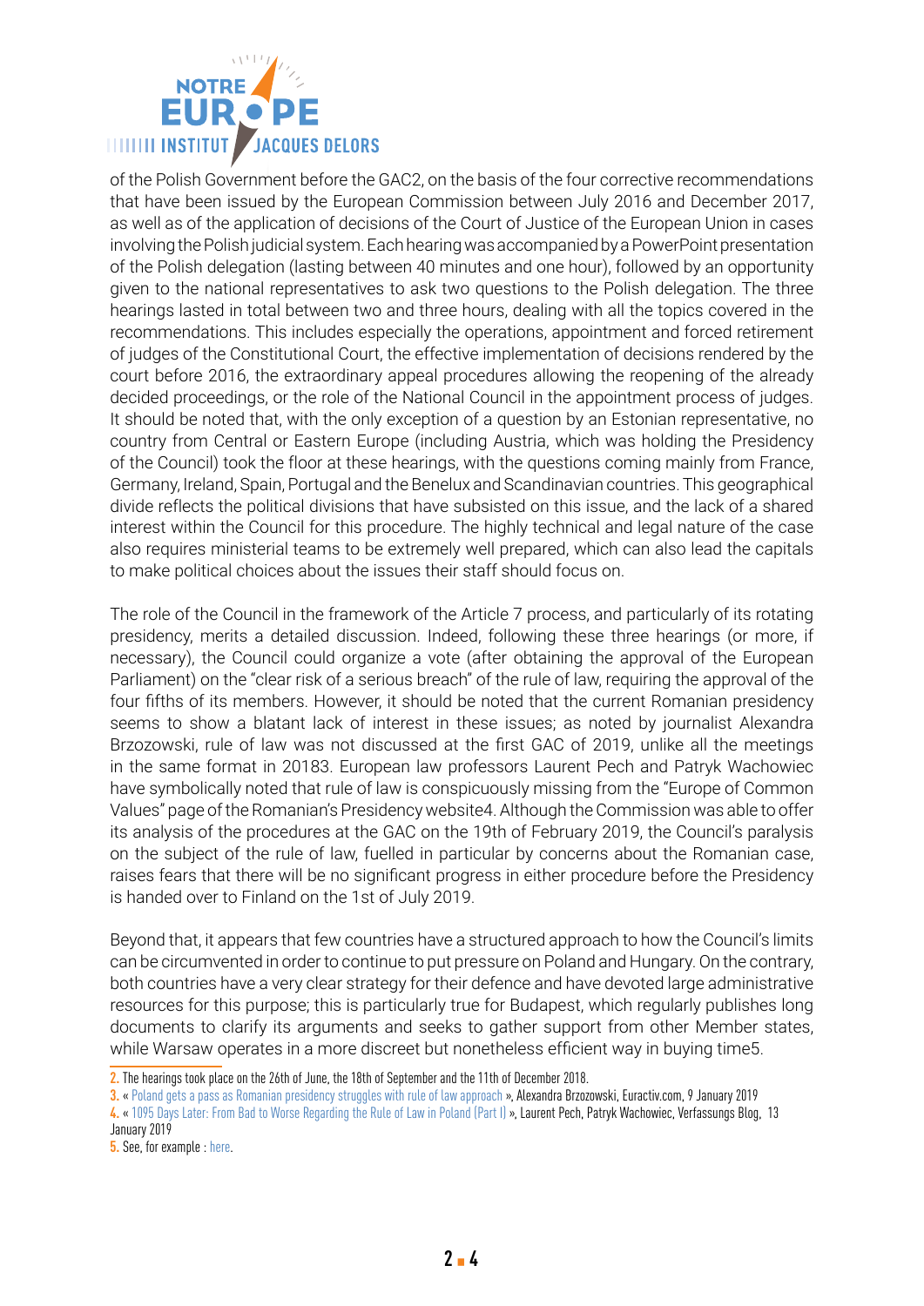of the Polish Government before the GAC2, on the basis of the four corrective recommendations that have been issued by the European Commission between July 2016 and December 2017, as well as of the application of decisions of the Court of Justice of the European Union in cases involving the Polish judicial system. Each hearing was accompanied by a PowerPoint presentation of the Polish delegation (lasting between 40 minutes and one hour), followed by an opportunity given to the national representatives to ask two questions to the Polish delegation. The three hearings lasted in total between two and three hours, dealing with all the topics covered in the recommendations. This includes especially the operations, appointment and forced retirement of judges of the Constitutional Court, the effective implementation of decisions rendered by the court before 2016, the extraordinary appeal procedures allowing the reopening of the already decided proceedings, or the role of the National Council in the appointment process of judges. It should be noted that, with the only exception of a question by an Estonian representative, no country from Central or Eastern Europe (including Austria, which was holding the Presidency of the Council) took the floor at these hearings, with the questions coming mainly from France, Germany, Ireland, Spain, Portugal and the Benelux and Scandinavian countries. This geographical divide reflects the political divisions that have subsisted on this issue, and the lack of a shared interest within the Council for this procedure. The highly technical and legal nature of the case also requires ministerial teams to be extremely well prepared, which can also lead the capitals to make political choices about the issues their staff should focus on.

The role of the Council in the framework of the Article 7 process, and particularly of its rotating presidency, merits a detailed discussion. Indeed, following these three hearings (or more, if necessary), the Council could organize a vote (after obtaining the approval of the European Parliament) on the "clear risk of a serious breach" of the rule of law, requiring the approval of the four fifths of its members. However, it should be noted that the current Romanian presidency seems to show a blatant lack of interest in these issues; as noted by journalist Alexandra Brzozowski, rule of law was not discussed at the first GAC of 2019, unlike all the meetings in the same format in 20183. European law professors Laurent Pech and Patryk Wachowiec have symbolically noted that rule of law is conspicuously missing from the "Europe of Common Values" page of the Romanian's Presidency website4. Although the Commission was able to offer its analysis of the procedures at the GAC on the 19th of February 2019, the Council's paralysis on the subject of the rule of law, fuelled in particular by concerns about the Romanian case, raises fears that there will be no significant progress in either procedure before the Presidency is handed over to Finland on the 1st of July 2019.

Beyond that, it appears that few countries have a structured approach to how the Council's limits can be circumvented in order to continue to put pressure on Poland and Hungary. On the contrary, both countries have a very clear strategy for their defence and have devoted large administrative resources for this purpose; this is particularly true for Budapest, which regularly publishes long documents to clarify its arguments and seeks to gather support from other Member states, while Warsaw operates in a more discreet but nonetheless efficient way in buying time5.

2. The hearings took place on the 26th of June, the 18th of September and the 11th of December 2018.

3. « Poland gets a pass as Romanian presidency struggles with rule of law approach », Alexandra Brzozowski, Euractiv.com, 9 January 2019

4. « 1095 Days Later: From Bad to Worse Regarding the Rule of Law in Poland (Part I) », Laurent Pech, Patryk Wachowiec, Verfassungs Blog, 13 January 2019

5. See, for example : here.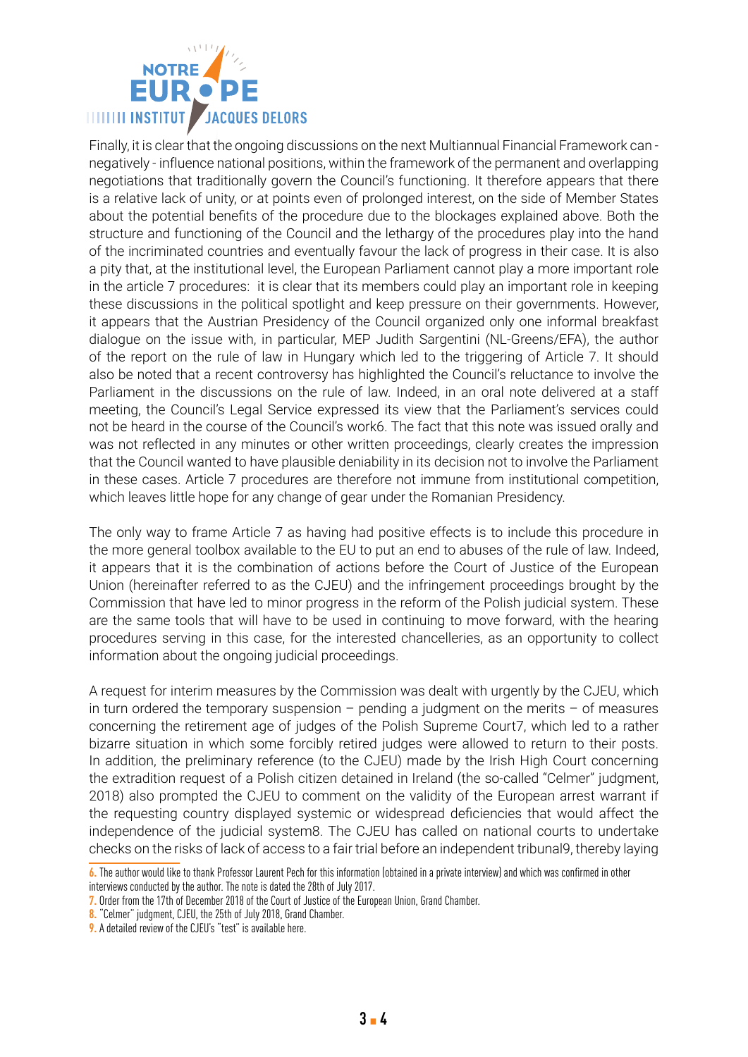Finally, it is clear that the ongoing discussions on the next Multiannual Financial Framework can - negatively - influence national positions, within the framework of the permanent and overlapping negotiations that traditionally govern the Council's functioning. It therefore appears that there is a relative lack of unity, or at points even of prolonged interest, on the side of Member States about the potential benefits of the procedure due to the blockages explained above. Both the structure and functioning of the Council and the lethargy of the procedures play into the hand of the incriminated countries and eventually favour the lack of progress in their case. It is also a pity that, at the institutional level, the European Parliament cannot play a more important role in the article 7 procedures: it is clear that its members could play an important role in keeping these discussions in the political spotlight and keep pressure on their governments. However, it appears that the Austrian Presidency of the Council organized only one informal breakfast dialogue on the issue with, in particular, MEP Judith Sargentini (NL-Greens/EFA), the author of the report on the rule of law in Hungary which led to the triggering of Article 7. It should also be noted that a recent controversy has highlighted the Council's reluctance to involve the Parliament in the discussions on the rule of law. Indeed, in an oral note delivered at a staff meeting, the Council's Legal Service expressed its view that the Parliament's services could not be heard in the course of the Council's work[6]. The fact that this note was issued orally and was not reflected in any minutes or other written proceedings, clearly creates the impression that the Council wanted to have plausible deniability in its decision not to involve the Parliament in these cases. Article 7 procedures are therefore not immune from institutional competition, which leaves little hope for any change of gear under the Romanian Presidency.

The only way to frame Article 7 as having had positive effects is to include this procedure in the more general toolbox available to the EU to put an end to abuses of the rule of law. Indeed, it appears that it is the combination of actions before the Court of Justice of the European Union (hereinafter referred to as the CJEU) and the infringement proceedings brought by the Commission that have led to minor progress in the reform of the Polish judicial system. These are the same tools that will have to be used in continuing to move forward, with the hearing procedures serving in this case, for the interested chancelleries, as an opportunity to collect information about the ongoing judicial proceedings.

A request for interim measures by the Commission was dealt with urgently by the CJEU, which in turn ordered the temporary suspension – pending a judgment on the merits – of measures concerning the retirement age of judges of the Polish Supreme Court[7], which led to a rather bizarre situation in which some forcibly retired judges were allowed to return to their posts. In addition, the preliminary reference (to the CJEU) made by the Irish High Court concerning the extradition request of a Polish citizen detained in Ireland (the so-called "Celmer" judgment, 2018) also prompted the CJEU to comment on the validity of the European arrest warrant if the requesting country displayed systemic or widespread deficiencies that would affect the independence of the judicial system[8]. The CJEU has called on national courts to undertake checks on the risks of lack of access to a fair trial before an independent tribunal[9], thereby laying

---

[6] The author would like to thank Professor Laurent Pech for this information (obtained in a private interview) and which was confirmed in other interviews conducted by the author. The note is dated the 28th of July 2017.

[7] Order from the 17th of December 2018 of the Court of Justice of the European Union, Grand Chamber.

[8] "Celmer" judgment, CJEU, the 25th of July 2018, Grand Chamber.

[9] A detailed review of the CJEU's "test" is available here.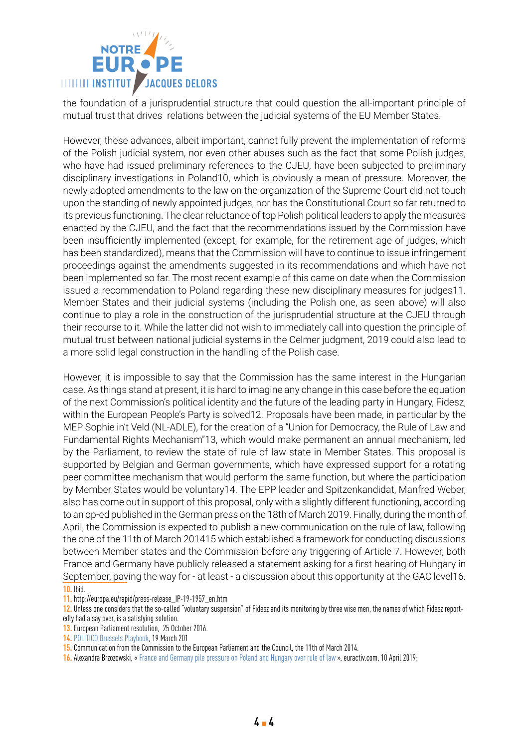the foundation of a jurisprudential structure that could question the all-important principle of mutual trust that drives relations between the judicial systems of the EU Member States.

However, these advances, albeit important, cannot fully prevent the implementation of reforms of the Polish judicial system, nor even other abuses such as the fact that some Polish judges, who have had issued preliminary references to the CJEU, have been subjected to preliminary disciplinary investigations in Poland[10], which is obviously a mean of pressure. Moreover, the newly adopted amendments to the law on the organization of the Supreme Court did not touch upon the standing of newly appointed judges, nor has the Constitutional Court so far returned to its previous functioning. The clear reluctance of top Polish political leaders to apply the measures enacted by the CJEU, and the fact that the recommendations issued by the Commission have been insufficiently implemented (except, for example, for the retirement age of judges, which has been standardized), means that the Commission will have to continue to issue infringement proceedings against the amendments suggested in its recommendations and which have not been implemented so far. The most recent example of this came on date when the Commission issued a recommendation to Poland regarding these new disciplinary measures for judges[11]. Member States and their judicial systems (including the Polish one, as seen above) will also continue to play a role in the construction of the jurisprudential structure at the CJEU through their recourse to it. While the latter did not wish to immediately call into question the principle of mutual trust between national judicial systems in the Celmer judgment, 2019 could also lead to a more solid legal construction in the handling of the Polish case.

However, it is impossible to say that the Commission has the same interest in the Hungarian case. As things stand at present, it is hard to imagine any change in this case before the equation of the next Commission's political identity and the future of the leading party in Hungary, Fidesz, within the European People's Party is solved[12]. Proposals have been made, in particular by the MEP Sophie in't Veld (NL-ADLE), for the creation of a "Union for Democracy, the Rule of Law and Fundamental Rights Mechanism"[13], which would make permanent an annual mechanism, led by the Parliament, to review the state of rule of law state in Member States. This proposal is supported by Belgian and German governments, which have expressed support for a rotating peer committee mechanism that would perform the same function, but where the participation by Member States would be voluntary[14]. The EPP leader and Spitzenkandidat, Manfred Weber, also has come out in support of this proposal, only with a slightly different functioning, according to an op-ed published in the German press on the 18th of March 2019. Finally, during the month of April, the Commission is expected to publish a new communication on the rule of law, following the one of the 11th of March 2014[15] which established a framework for conducting discussions between Member states and the Commission before any triggering of Article 7. However, both France and Germany have publicly released a statement asking for a first hearing of Hungary in September, paving the way for - at least - a discussion about this opportunity at the GAC level[16].

10. Ibid.

11. http://europa.eu/rapid/press-release_IP-19-1957_en.htm

12. Unless one considers that the so-called "voluntary suspension" of Fidesz and its monitoring by three wise men, the names of which Fidesz reportedly had a say over, is a satisfying solution.

13. European Parliament resolution, 25 October 2016.

14. POLITICO Brussels Playbook, 19 March 201

15. Communication from the Commission to the European Parliament and the Council, the 11th of March 2014.

16. Alexandra Brzozowski, « France and Germany pile pressure on Poland and Hungary over rule of law », euractiv.com, 10 April 2019;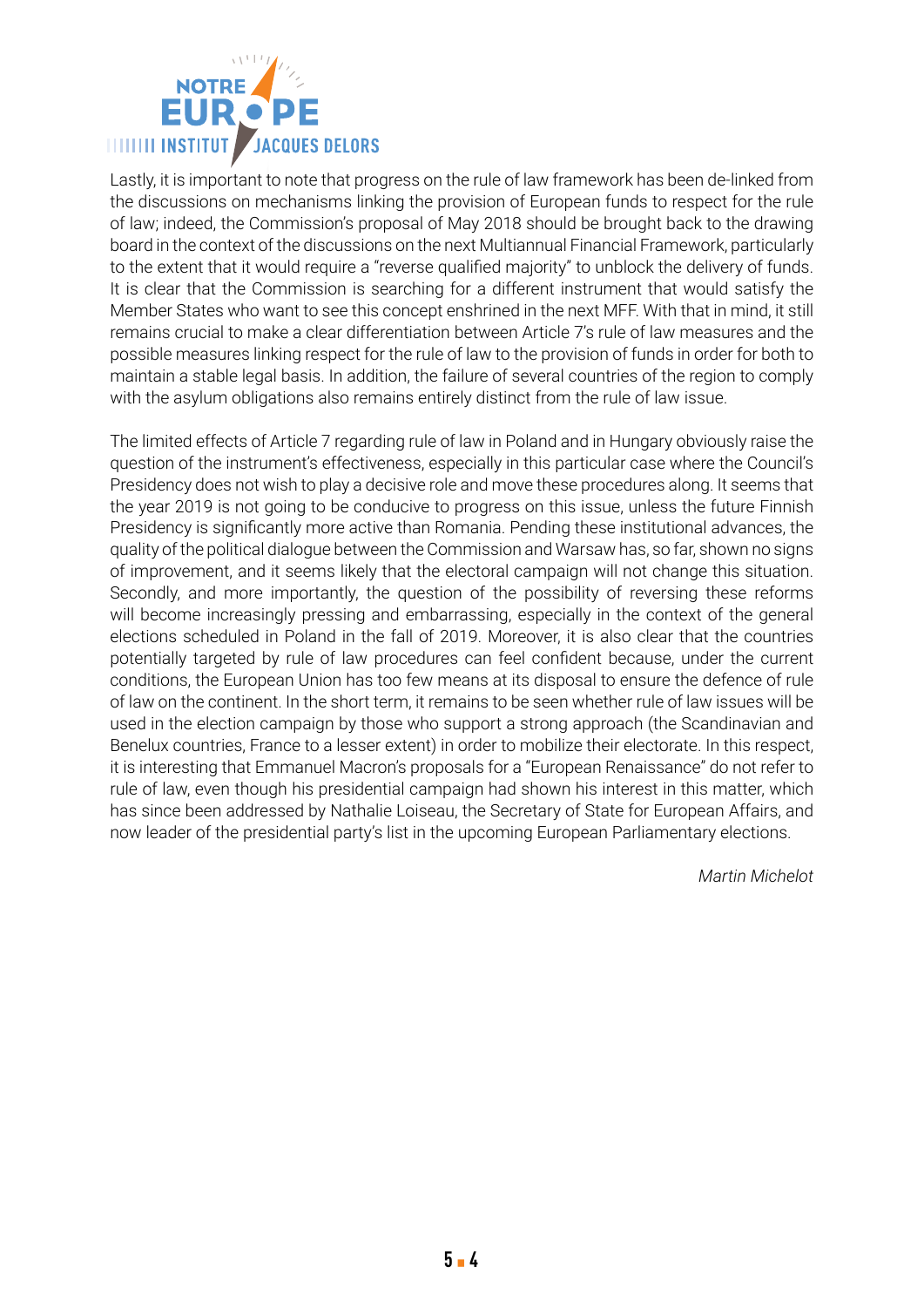Lastly, it is important to note that progress on the rule of law framework has been de-linked from the discussions on mechanisms linking the provision of European funds to respect for the rule of law; indeed, the Commission's proposal of May 2018 should be brought back to the drawing board in the context of the discussions on the next Multiannual Financial Framework, particularly to the extent that it would require a "reverse qualified majority" to unblock the delivery of funds. It is clear that the Commission is searching for a different instrument that would satisfy the Member States who want to see this concept enshrined in the next MFF. With that in mind, it still remains crucial to make a clear differentiation between Article 7's rule of law measures and the possible measures linking respect for the rule of law to the provision of funds in order for both to maintain a stable legal basis. In addition, the failure of several countries of the region to comply with the asylum obligations also remains entirely distinct from the rule of law issue.

The limited effects of Article 7 regarding rule of law in Poland and in Hungary obviously raise the question of the instrument's effectiveness, especially in this particular case where the Council's Presidency does not wish to play a decisive role and move these procedures along. It seems that the year 2019 is not going to be conducive to progress on this issue, unless the future Finnish Presidency is significantly more active than Romania. Pending these institutional advances, the quality of the political dialogue between the Commission and Warsaw has, so far, shown no signs of improvement, and it seems likely that the electoral campaign will not change this situation. Secondly, and more importantly, the question of the possibility of reversing these reforms will become increasingly pressing and embarrassing, especially in the context of the general elections scheduled in Poland in the fall of 2019. Moreover, it is also clear that the countries potentially targeted by rule of law procedures can feel confident because, under the current conditions, the European Union has too few means at its disposal to ensure the defence of rule of law on the continent. In the short term, it remains to be seen whether rule of law issues will be used in the election campaign by those who support a strong approach (the Scandinavian and Benelux countries, France to a lesser extent) in order to mobilize their electorate. In this respect, it is interesting that Emmanuel Macron's proposals for a "European Renaissance" do not refer to rule of law, even though his presidential campaign had shown his interest in this matter, which has since been addressed by Nathalie Loiseau, the Secretary of State for European Affairs, and now leader of the presidential party's list in the upcoming European Parliamentary elections.

*Martin Michelot*